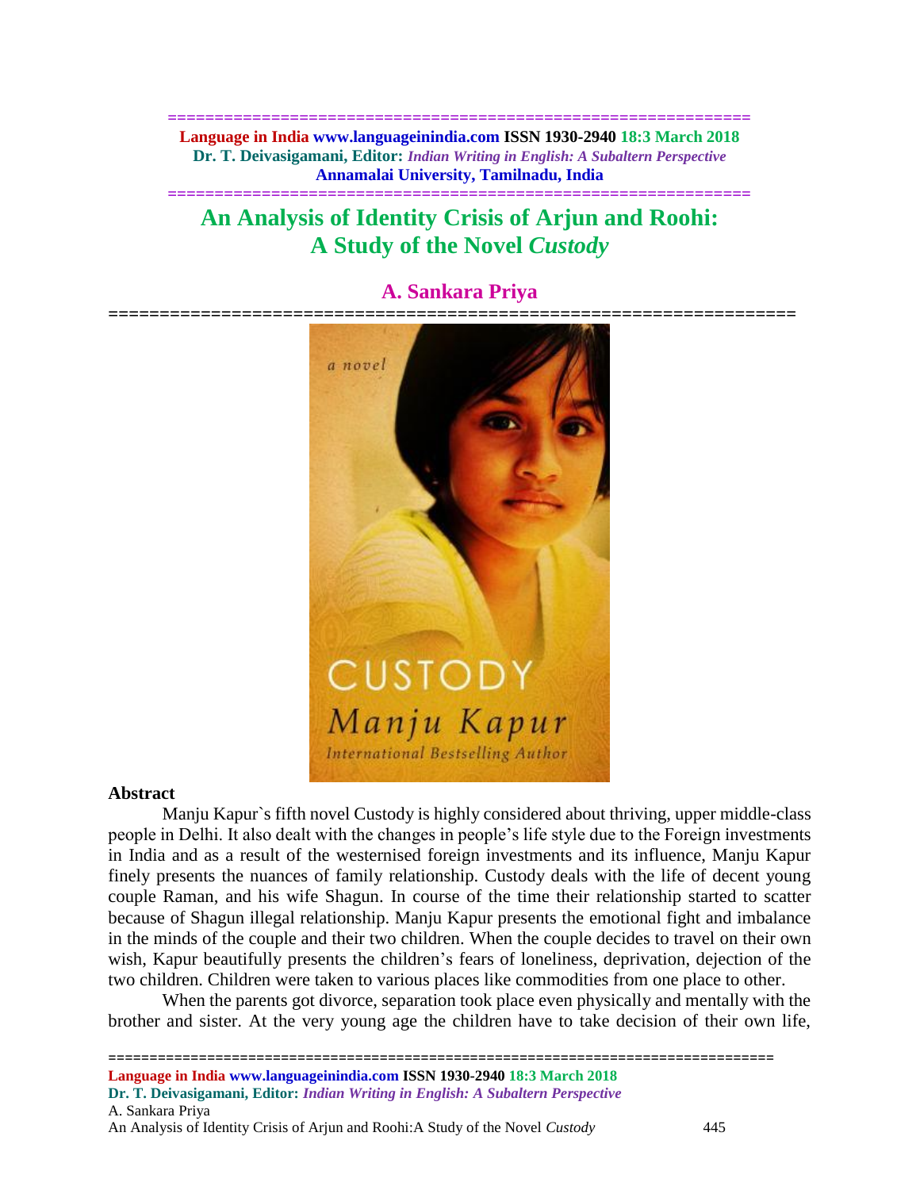# An Analysis of Identity Crisis of Arjun and Roohi: A Study of the Novel *Custody*

## A. Sankara Priya

**Abstract**

Manju Kapur`s fifth novel Custody is highly considered about thriving, upper middle-class people in Delhi. It also dealt with the changes in people's life style due to the Foreign investments in India and as a result of the westernised foreign investments and its influence, Manju Kapur finely presents the nuances of family relationship. Custody deals with the life of decent young couple Raman, and his wife Shagun. In course of the time their relationship started to scatter because of Shagun illegal relationship. Manju Kapur presents the emotional fight and imbalance in the minds of the couple and their two children. When the couple decides to travel on their own wish, Kapur beautifully presents the children's fears of loneliness, deprivation, dejection of the two children. Children were taken to various places like commodities from one place to other.

When the parents got divorce, separation took place even physically and mentally with the brother and sister. At the very young age the children have to take decision of their own life,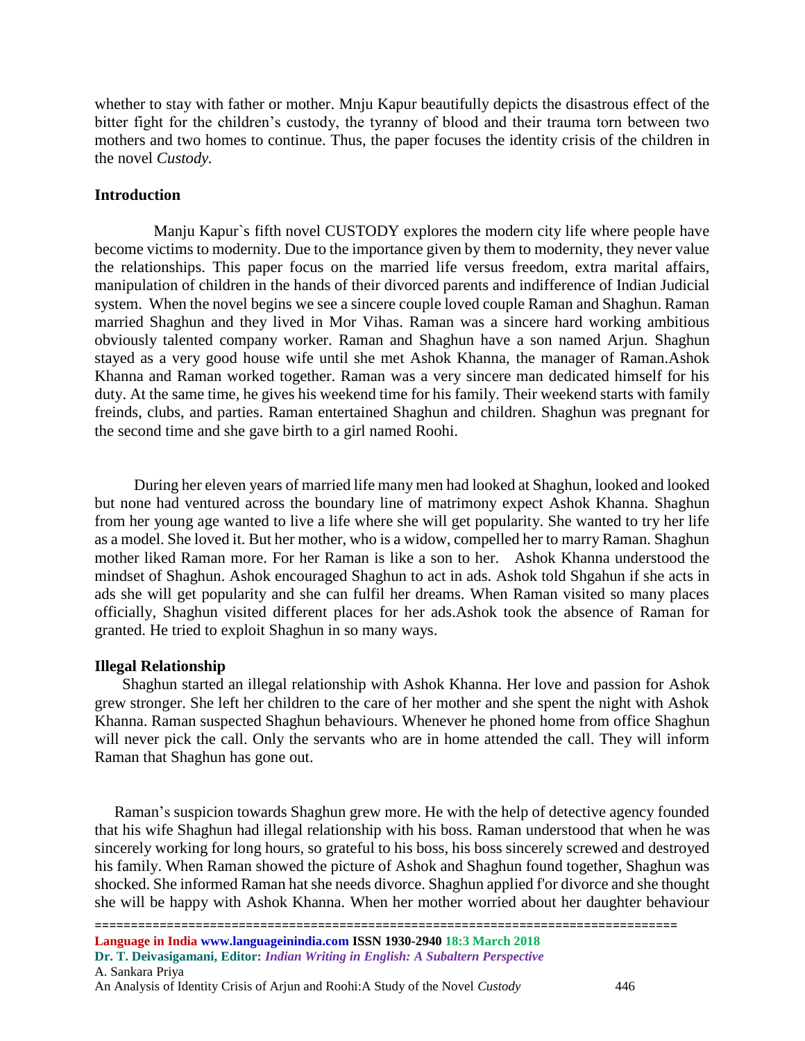whether to stay with father or mother. Mnju Kapur beautifully depicts the disastrous effect of the bitter fight for the children's custody, the tyranny of blood and their trauma torn between two mothers and two homes to continue. Thus, the paper focuses the identity crisis of the children in the novel *Custody.*

## Introduction

Manju Kapur`s fifth novel CUSTODY explores the modern city life where people have become victims to modernity. Due to the importance given by them to modernity, they never value the relationships. This paper focus on the married life versus freedom, extra marital affairs, manipulation of children in the hands of their divorced parents and indifference of Indian Judicial system. When the novel begins we see a sincere couple loved couple Raman and Shaghun. Raman married Shaghun and they lived in Mor Vihas. Raman was a sincere hard working ambitious obviously talented company worker. Raman and Shaghun have a son named Arjun. Shaghun stayed as a very good house wife until she met Ashok Khanna, the manager of Raman.Ashok Khanna and Raman worked together. Raman was a very sincere man dedicated himself for his duty. At the same time, he gives his weekend time for his family. Their weekend starts with family freinds, clubs, and parties. Raman entertained Shaghun and children. Shaghun was pregnant for the second time and she gave birth to a girl named Roohi.

During her eleven years of married life many men had looked at Shaghun, looked and looked but none had ventured across the boundary line of matrimony expect Ashok Khanna. Shaghun from her young age wanted to live a life where she will get popularity. She wanted to try her life as a model. She loved it. But her mother, who is a widow, compelled her to marry Raman. Shaghun mother liked Raman more. For her Raman is like a son to her. Ashok Khanna understood the mindset of Shaghun. Ashok encouraged Shaghun to act in ads. Ashok told Shgahun if she acts in ads she will get popularity and she can fulfil her dreams. When Raman visited so many places officially, Shaghun visited different places for her ads.Ashok took the absence of Raman for granted. He tried to exploit Shaghun in so many ways.

## Illegal Relationship

Shaghun started an illegal relationship with Ashok Khanna. Her love and passion for Ashok grew stronger. She left her children to the care of her mother and she spent the night with Ashok Khanna. Raman suspected Shaghun behaviours. Whenever he phoned home from office Shaghun will never pick the call. Only the servants who are in home attended the call. They will inform Raman that Shaghun has gone out.

Raman's suspicion towards Shaghun grew more. He with the help of detective agency founded that his wife Shaghun had illegal relationship with his boss. Raman understood that when he was sincerely working for long hours, so grateful to his boss, his boss sincerely screwed and destroyed his family. When Raman showed the picture of Ashok and Shaghun found together, Shaghun was shocked. She informed Raman hat she needs divorce. Shaghun applied f'or divorce and she thought she will be happy with Ashok Khanna. When her mother worried about her daughter behaviour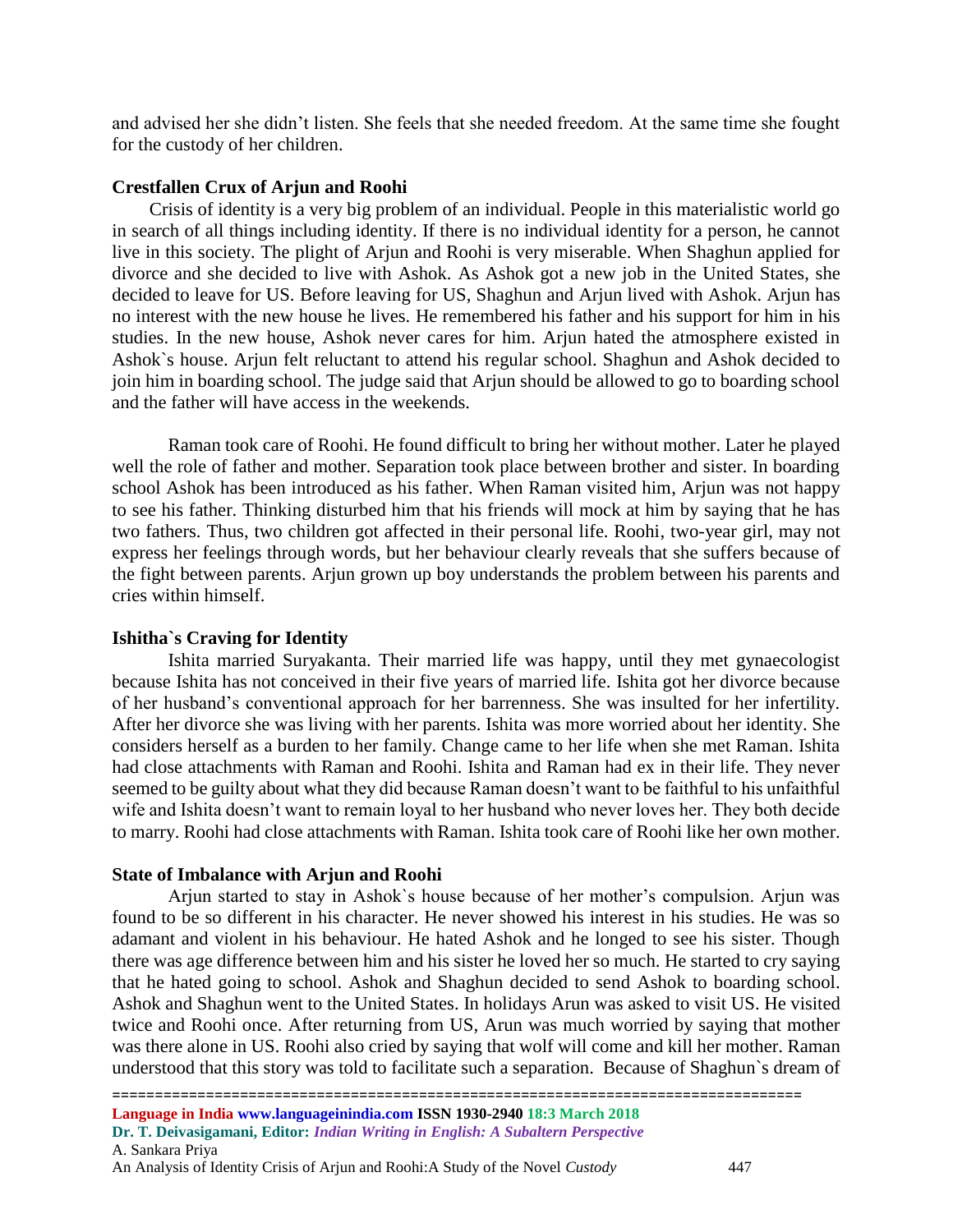and advised her she didn't listen. She feels that she needed freedom. At the same time she fought for the custody of her children.

**Crestfallen Crux of Arjun and Roohi**

Crisis of identity is a very big problem of an individual. People in this materialistic world go in search of all things including identity. If there is no individual identity for a person, he cannot live in this society. The plight of Arjun and Roohi is very miserable. When Shaghun applied for divorce and she decided to live with Ashok. As Ashok got a new job in the United States, she decided to leave for US. Before leaving for US, Shaghun and Arjun lived with Ashok. Arjun has no interest with the new house he lives. He remembered his father and his support for him in his studies. In the new house, Ashok never cares for him. Arjun hated the atmosphere existed in Ashok`s house. Arjun felt reluctant to attend his regular school. Shaghun and Ashok decided to join him in boarding school. The judge said that Arjun should be allowed to go to boarding school and the father will have access in the weekends.

Raman took care of Roohi. He found difficult to bring her without mother. Later he played well the role of father and mother. Separation took place between brother and sister. In boarding school Ashok has been introduced as his father. When Raman visited him, Arjun was not happy to see his father. Thinking disturbed him that his friends will mock at him by saying that he has two fathers. Thus, two children got affected in their personal life. Roohi, two-year girl, may not express her feelings through words, but her behaviour clearly reveals that she suffers because of the fight between parents. Arjun grown up boy understands the problem between his parents and cries within himself.

**Ishitha`s Craving for Identity**

Ishita married Suryakanta. Their married life was happy, until they met gynaecologist because Ishita has not conceived in their five years of married life. Ishita got her divorce because of her husband's conventional approach for her barrenness. She was insulted for her infertility. After her divorce she was living with her parents. Ishita was more worried about her identity. She considers herself as a burden to her family. Change came to her life when she met Raman. Ishita had close attachments with Raman and Roohi. Ishita and Raman had ex in their life. They never seemed to be guilty about what they did because Raman doesn't want to be faithful to his unfaithful wife and Ishita doesn't want to remain loyal to her husband who never loves her. They both decide to marry. Roohi had close attachments with Raman. Ishita took care of Roohi like her own mother.

**State of Imbalance with Arjun and Roohi**

Arjun started to stay in Ashok`s house because of her mother's compulsion. Arjun was found to be so different in his character. He never showed his interest in his studies. He was so adamant and violent in his behaviour. He hated Ashok and he longed to see his sister. Though there was age difference between him and his sister he loved her so much. He started to cry saying that he hated going to school. Ashok and Shaghun decided to send Ashok to boarding school. Ashok and Shaghun went to the United States. In holidays Arun was asked to visit US. He visited twice and Roohi once. After returning from US, Arun was much worried by saying that mother was there alone in US. Roohi also cried by saying that wolf will come and kill her mother. Raman understood that this story was told to facilitate such a separation. Because of Shaghun`s dream of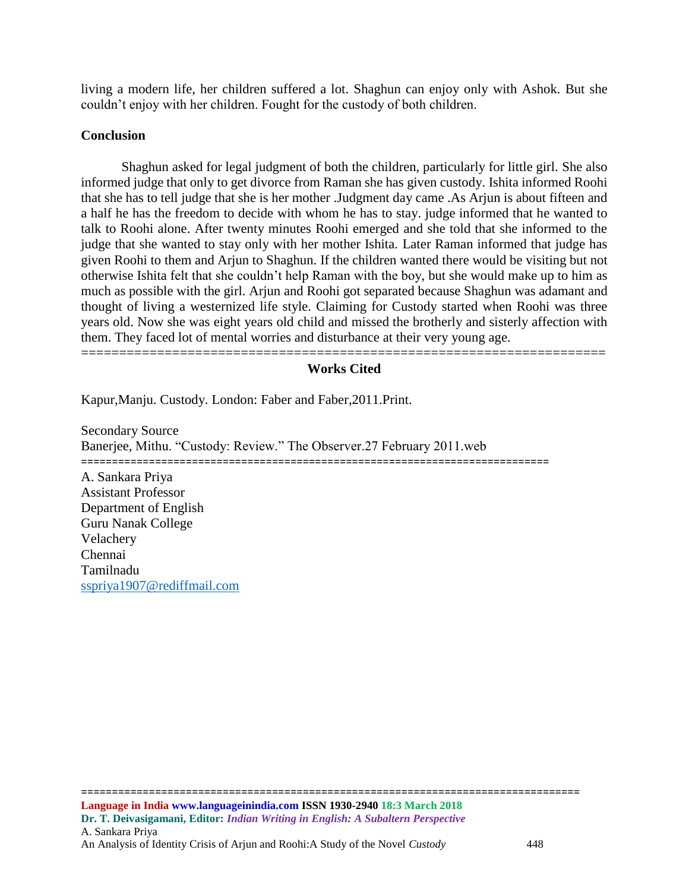living a modern life, her children suffered a lot. Shaghun can enjoy only with Ashok. But she couldn't enjoy with her children. Fought for the custody of both children.

## Conclusion

Shaghun asked for legal judgment of both the children, particularly for little girl. She also informed judge that only to get divorce from Raman she has given custody. Ishita informed Roohi that she has to tell judge that she is her mother .Judgment day came .As Arjun is about fifteen and a half he has the freedom to decide with whom he has to stay. judge informed that he wanted to talk to Roohi alone. After twenty minutes Roohi emerged and she told that she informed to the judge that she wanted to stay only with her mother Ishita. Later Raman informed that judge has given Roohi to them and Arjun to Shaghun. If the children wanted there would be visiting but not otherwise Ishita felt that she couldn't help Raman with the boy, but she would make up to him as much as possible with the girl. Arjun and Roohi got separated because Shaghun was adamant and thought of living a westernized life style. Claiming for Custody started when Roohi was three years old. Now she was eight years old child and missed the brotherly and sisterly affection with them. They faced lot of mental worries and disturbance at their very young age.

=====================================================================

## Works Cited

Kapur,Manju. Custody. London: Faber and Faber,2011.Print.

Secondary Source
Banerjee, Mithu. "Custody: Review." The Observer.27 February 2011.web

=====================================================================

A. Sankara Priya
Assistant Professor
Department of English
Guru Nanak College
Velachery
Chennai
Tamilnadu
sspriya1907@rediffmail.com